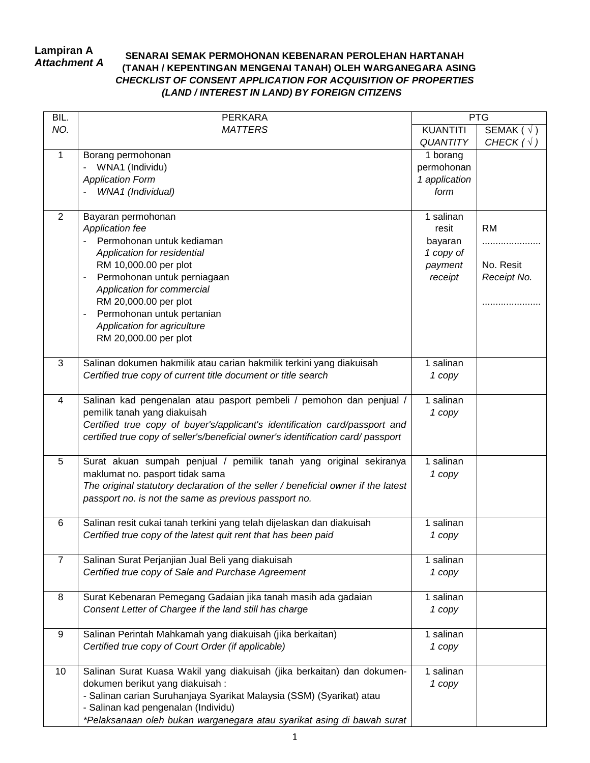**Lampiran A**
***Attachment A***

### SENARAI SEMAK PERMOHONAN KEBENARAN PEROLEHAN HARTANAH (TANAH / KEPENTINGAN MENGENAI TANAH) OLEH WARGANEGARA ASING
### *CHECKLIST OF CONSENT APPLICATION FOR ACQUISITION OF PROPERTIES (LAND / INTEREST IN LAND) BY FOREIGN CITIZENS*

| BIL. *NO.* | PERKARA *MATTERS* | PTG | |
|---|---|---|---|
| | | KUANTITI *QUANTITY* | SEMAK ( √ ) *CHECK ( √ )* |
| 1 | Borang permohonan<br>- WNA1 (Individu)<br>*Application Form*<br>- *WNA1 (Individual)* | 1 borang permohonan<br>*1 application form* | |
| 2 | Bayaran permohonan<br>*Application fee*<br>- Permohonan untuk kediaman<br>*Application for residential*<br>RM 10,000.00 per plot<br>- Permohonan untuk perniagaan<br>*Application for commercial*<br>RM 20,000.00 per plot<br>- Permohonan untuk pertanian<br>*Application for agriculture*<br>RM 20,000.00 per plot | 1 salinan resit bayaran<br>*1 copy of payment receipt* | RM ......................<br><br>No. Resit<br>*Receipt No.*<br><br>...................... |
| 3 | Salinan dokumen hakmilik atau carian hakmilik terkini yang diakuisah<br>*Certified true copy of current title document or title search* | 1 salinan<br>*1 copy* | |
| 4 | Salinan kad pengenalan atau pasport pembeli / pemohon dan penjual / pemilik tanah yang diakuisah<br>*Certified true copy of buyer's/applicant's identification card/passport and certified true copy of seller's/beneficial owner's identification card/ passport* | 1 salinan<br>*1 copy* | |
| 5 | Surat akuan sumpah penjual / pemilik tanah yang original sekiranya maklumat no. pasport tidak sama<br>*The original statutory declaration of the seller / beneficial owner if the latest passport no. is not the same as previous passport no.* | 1 salinan<br>*1 copy* | |
| 6 | Salinan resit cukai tanah terkini yang telah dijelaskan dan diakuisah<br>*Certified true copy of the latest quit rent that has been paid* | 1 salinan<br>*1 copy* | |
| 7 | Salinan Surat Perjanjian Jual Beli yang diakuisah<br>*Certified true copy of Sale and Purchase Agreement* | 1 salinan<br>*1 copy* | |
| 8 | Surat Kebenaran Pemegang Gadaian jika tanah masih ada gadaian<br>*Consent Letter of Chargee if the land still has charge* | 1 salinan<br>*1 copy* | |
| 9 | Salinan Perintah Mahkamah yang diakuisah (jika berkaitan)<br>*Certified true copy of Court Order (if applicable)* | 1 salinan<br>*1 copy* | |
| 10 | Salinan Surat Kuasa Wakil yang diakuisah (jika berkaitan) dan dokumen-dokumen berikut yang diakuisah :<br>- Salinan carian Suruhanjaya Syarikat Malaysia (SSM) (Syarikat) atau<br>- Salinan kad pengenalan (Individu)<br>*\*Pelaksanaan oleh bukan warganegara atau syarikat asing di bawah surat* | 1 salinan<br>*1 copy* | |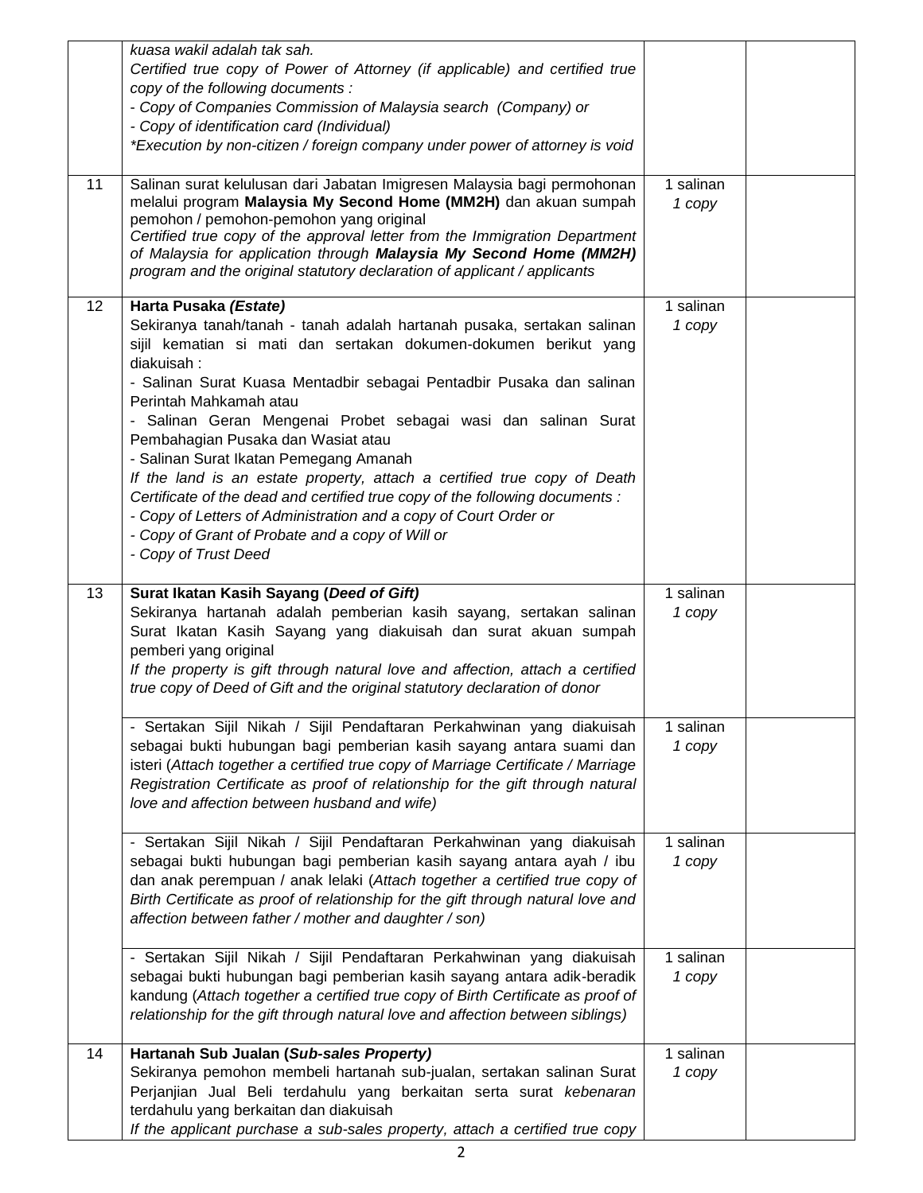| | | | |
|---|---|---|---|
| | *kuasa wakil adalah tak sah.*<br>*Certified true copy of Power of Attorney (if applicable) and certified true copy of the following documents :*<br>*- Copy of Companies Commission of Malaysia search (Company) or*<br>*- Copy of identification card (Individual)*<br>*\*Execution by non-citizen / foreign company under power of attorney is void* | | |
| 11 | Salinan surat kelulusan dari Jabatan Imigresen Malaysia bagi permohonan melalui program **Malaysia My Second Home (MM2H)** dan akuan sumpah pemohon / pemohon-pemohon yang original<br>*Certified true copy of the approval letter from the Immigration Department of Malaysia for application through **Malaysia My Second Home (MM2H)** program and the original statutory declaration of applicant / applicants* | 1 salinan<br>*1 copy* | |
| 12 | **Harta Pusaka *(Estate)***<br>Sekiranya tanah/tanah - tanah adalah hartanah pusaka, sertakan salinan sijil kematian si mati dan sertakan dokumen-dokumen berikut yang diakuisah :<br>- Salinan Surat Kuasa Mentadbir sebagai Pentadbir Pusaka dan salinan Perintah Mahkamah atau<br>- Salinan Geran Mengenai Probet sebagai wasi dan salinan Surat Pembahagian Pusaka dan Wasiat atau<br>- Salinan Surat Ikatan Pemegang Amanah<br>*If the land is an estate property, attach a certified true copy of Death Certificate of the dead and certified true copy of the following documents :*<br>*- Copy of Letters of Administration and a copy of Court Order or*<br>*- Copy of Grant of Probate and a copy of Will or*<br>*- Copy of Trust Deed* | 1 salinan<br>*1 copy* | |
| 13 | **Surat Ikatan Kasih Sayang (*Deed of Gift*)**<br>Sekiranya hartanah adalah pemberian kasih sayang, sertakan salinan Surat Ikatan Kasih Sayang yang diakuisah dan surat akuan sumpah pemberi yang original<br>*If the property is gift through natural love and affection, attach a certified true copy of Deed of Gift and the original statutory declaration of donor* | 1 salinan<br>*1 copy* | |
| | - Sertakan Sijil Nikah / Sijil Pendaftaran Perkahwinan yang diakuisah sebagai bukti hubungan bagi pemberian kasih sayang antara suami dan isteri (*Attach together a certified true copy of Marriage Certificate / Marriage Registration Certificate as proof of relationship for the gift through natural love and affection between husband and wife)* | 1 salinan<br>*1 copy* | |
| | - Sertakan Sijil Nikah / Sijil Pendaftaran Perkahwinan yang diakuisah sebagai bukti hubungan bagi pemberian kasih sayang antara ayah / ibu dan anak perempuan / anak lelaki (*Attach together a certified true copy of Birth Certificate as proof of relationship for the gift through natural love and affection between father / mother and daughter / son)* | 1 salinan<br>*1 copy* | |
| | - Sertakan Sijil Nikah / Sijil Pendaftaran Perkahwinan yang diakuisah sebagai bukti hubungan bagi pemberian kasih sayang antara adik-beradik kandung (*Attach together a certified true copy of Birth Certificate as proof of relationship for the gift through natural love and affection between siblings)* | 1 salinan<br>*1 copy* | |
| 14 | **Hartanah Sub Jualan (*Sub-sales Property*)**<br>Sekiranya pemohon membeli hartanah sub-jualan, sertakan salinan Surat Perjanjian Jual Beli terdahulu yang berkaitan serta surat *kebenaran* terdahulu yang berkaitan dan diakuisah<br>*If the applicant purchase a sub-sales property, attach a certified true copy* | 1 salinan<br>*1 copy* | |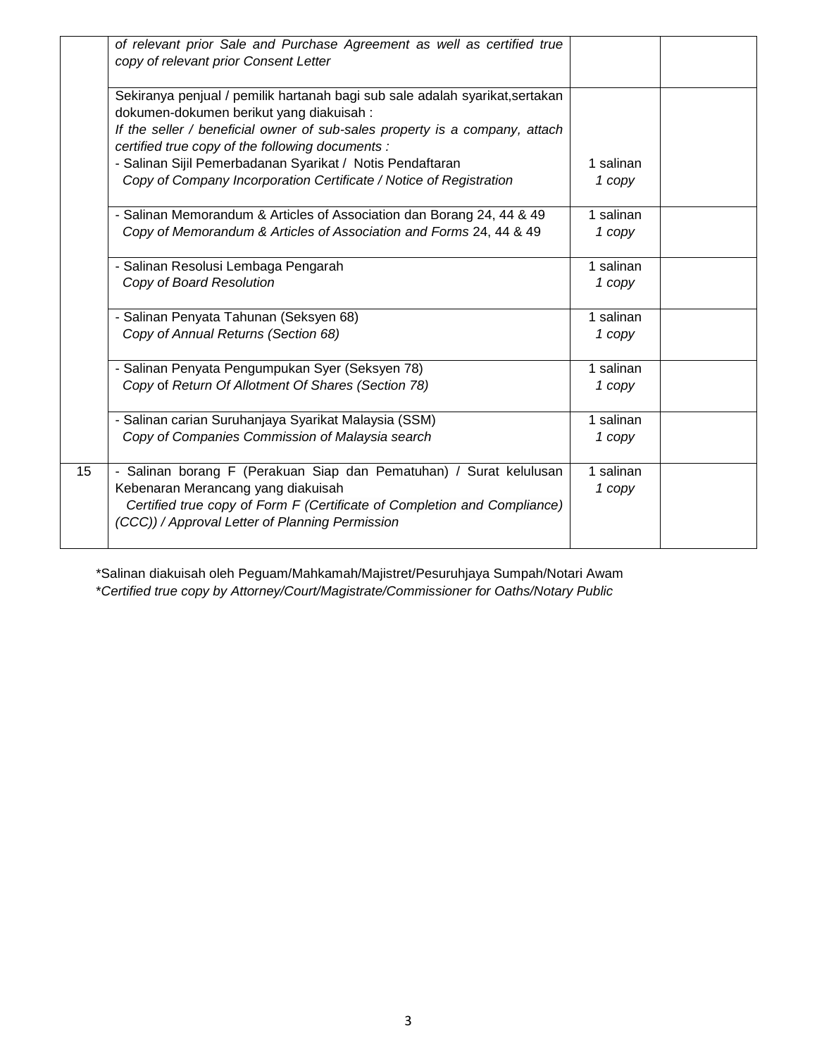| | | | |
|---|---|---|---|
| | *of relevant prior Sale and Purchase Agreement as well as certified true copy of relevant prior Consent Letter* | | |
| | Sekiranya penjual / pemilik hartanah bagi sub sale adalah syarikat,sertakan dokumen-dokumen berikut yang diakuisah :<br>*If the seller / beneficial owner of sub-sales property is a company, attach certified true copy of the following documents :*<br>- Salinan Sijil Pemerbadanan Syarikat / Notis Pendaftaran<br>*Copy of Company Incorporation Certificate / Notice of Registration* | 1 salinan<br>*1 copy* | |
| | - Salinan Memorandum & Articles of Association dan Borang 24, 44 & 49<br>*Copy of Memorandum & Articles of Association and Forms* 24, 44 & 49 | 1 salinan<br>*1 copy* | |
| | - Salinan Resolusi Lembaga Pengarah<br>*Copy of Board Resolution* | 1 salinan<br>*1 copy* | |
| | - Salinan Penyata Tahunan (Seksyen 68)<br>*Copy of Annual Returns (Section 68)* | 1 salinan<br>*1 copy* | |
| | - Salinan Penyata Pengumpukan Syer (Seksyen 78)<br>*Copy* of *Return Of Allotment Of Shares (Section 78)* | 1 salinan<br>*1 copy* | |
| | - Salinan carian Suruhanjaya Syarikat Malaysia (SSM)<br>*Copy of Companies Commission of Malaysia search* | 1 salinan<br>*1 copy* | |
| 15 | - Salinan borang F (Perakuan Siap dan Pematuhan) / Surat kelulusan Kebenaran Merancang yang diakuisah<br>*Certified true copy of Form F (Certificate of Completion and Compliance) (CCC)) / Approval Letter of Planning Permission* | 1 salinan<br>*1 copy* | |

*Salinan diakuisah oleh Peguam/Mahkamah/Majistret/Pesuruhjaya Sumpah/Notari Awam
*\*Certified true copy by Attorney/Court/Magistrate/Commissioner for Oaths/Notary Public*